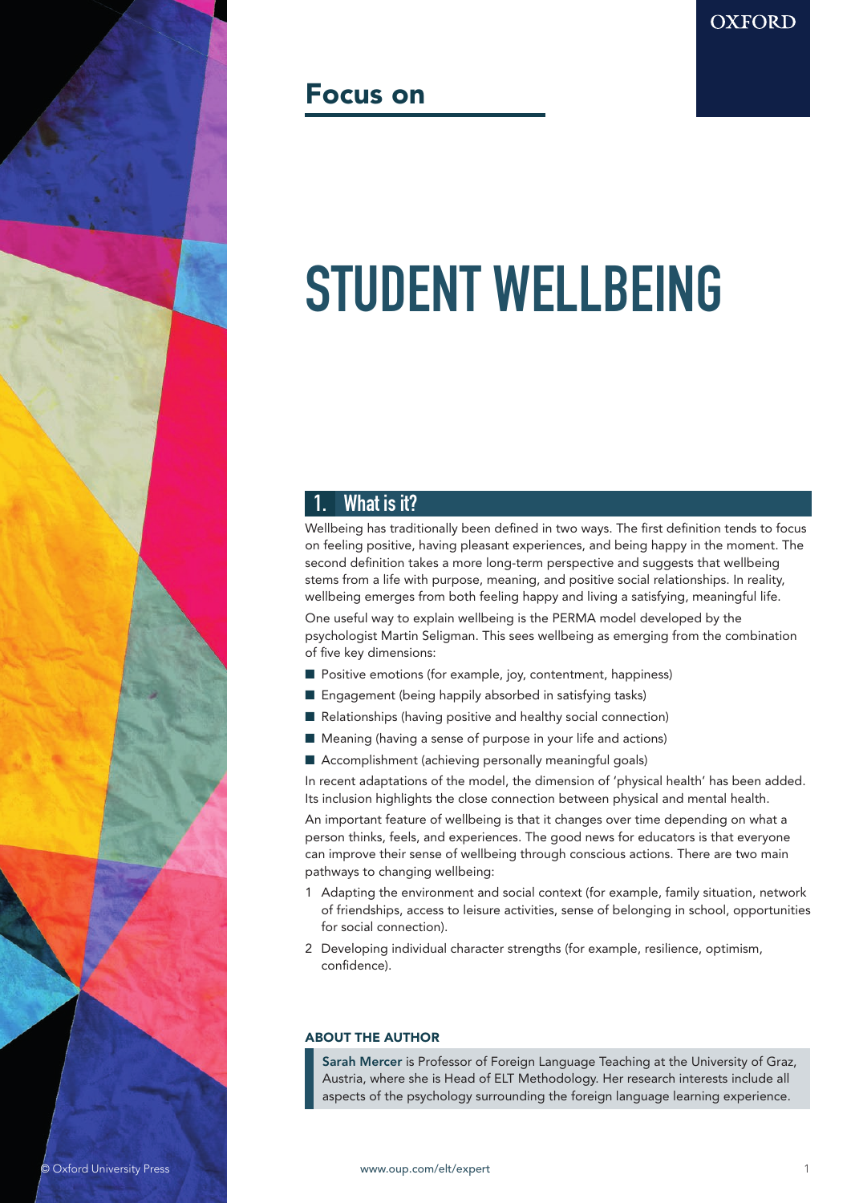OXFORD

Focus on

# STUDENT WELLBEING

## 1. What is it?

Wellbeing has traditionally been defined in two ways. The first definition tends to focus on feeling positive, having pleasant experiences, and being happy in the moment. The second definition takes a more long-term perspective and suggests that wellbeing stems from a life with purpose, meaning, and positive social relationships. In reality, wellbeing emerges from both feeling happy and living a satisfying, meaningful life.

One useful way to explain wellbeing is the PERMA model developed by the psychologist Martin Seligman. This sees wellbeing as emerging from the combination of five key dimensions:

- Positive emotions (for example, joy, contentment, happiness)
- Engagement (being happily absorbed in satisfying tasks)
- Relationships (having positive and healthy social connection)
- Meaning (having a sense of purpose in your life and actions)
- Accomplishment (achieving personally meaningful goals)

In recent adaptations of the model, the dimension of 'physical health' has been added. Its inclusion highlights the close connection between physical and mental health.

An important feature of wellbeing is that it changes over time depending on what a person thinks, feels, and experiences. The good news for educators is that everyone can improve their sense of wellbeing through conscious actions. There are two main pathways to changing wellbeing:

1. Adapting the environment and social context (for example, family situation, network of friendships, access to leisure activities, sense of belonging in school, opportunities for social connection).
2. Developing individual character strengths (for example, resilience, optimism, confidence).

### ABOUT THE AUTHOR

**Sarah Mercer** is Professor of Foreign Language Teaching at the University of Graz, Austria, where she is Head of ELT Methodology. Her research interests include all aspects of the psychology surrounding the foreign language learning experience.

© Oxford University Press

www.oup.com/elt/expert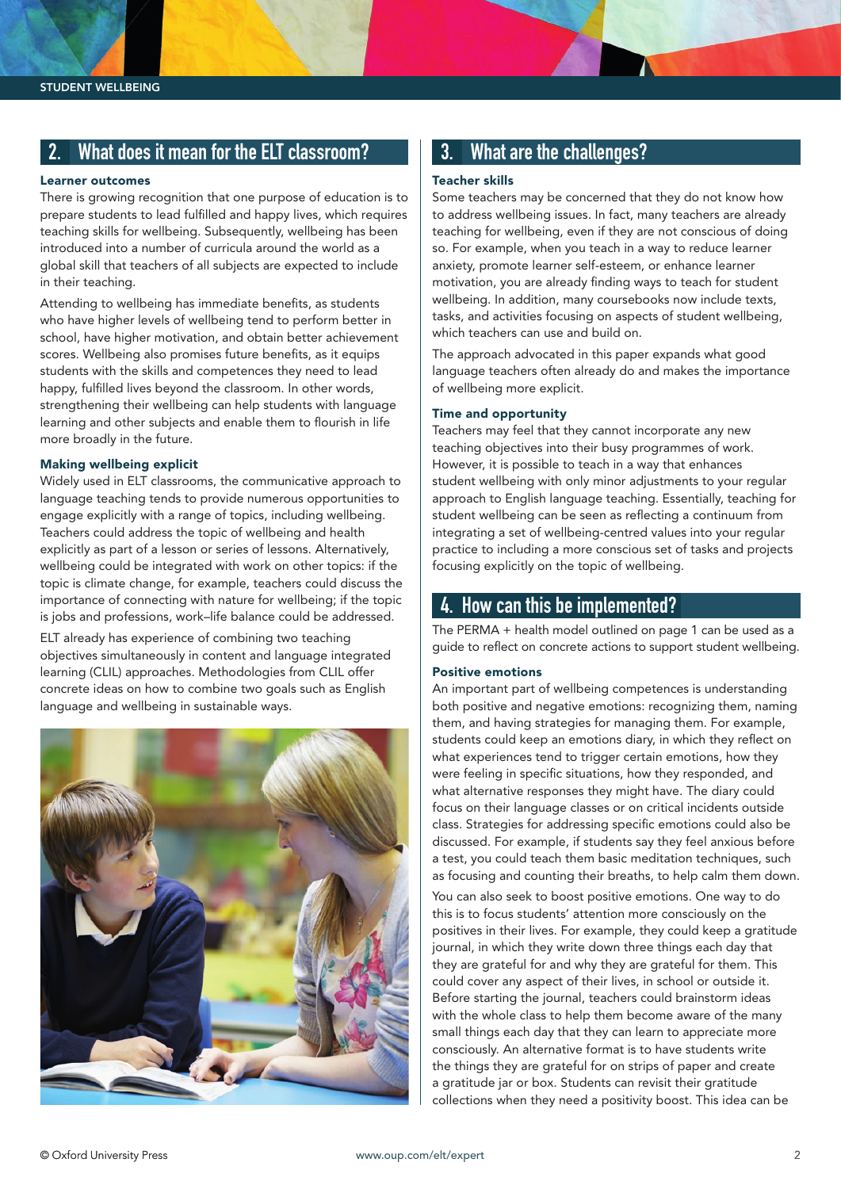## 2. What does it mean for the ELT classroom?

### Learner outcomes

There is growing recognition that one purpose of education is to prepare students to lead fulfilled and happy lives, which requires teaching skills for wellbeing. Subsequently, wellbeing has been introduced into a number of curricula around the world as a global skill that teachers of all subjects are expected to include in their teaching.

Attending to wellbeing has immediate benefits, as students who have higher levels of wellbeing tend to perform better in school, have higher motivation, and obtain better achievement scores. Wellbeing also promises future benefits, as it equips students with the skills and competences they need to lead happy, fulfilled lives beyond the classroom. In other words, strengthening their wellbeing can help students with language learning and other subjects and enable them to flourish in life more broadly in the future.

### Making wellbeing explicit

Widely used in ELT classrooms, the communicative approach to language teaching tends to provide numerous opportunities to engage explicitly with a range of topics, including wellbeing. Teachers could address the topic of wellbeing and health explicitly as part of a lesson or series of lessons. Alternatively, wellbeing could be integrated with work on other topics: if the topic is climate change, for example, teachers could discuss the importance of connecting with nature for wellbeing; if the topic is jobs and professions, work–life balance could be addressed.

ELT already has experience of combining two teaching objectives simultaneously in content and language integrated learning (CLIL) approaches. Methodologies from CLIL offer concrete ideas on how to combine two goals such as English language and wellbeing in sustainable ways.

## 3. What are the challenges?

### Teacher skills

Some teachers may be concerned that they do not know how to address wellbeing issues. In fact, many teachers are already teaching for wellbeing, even if they are not conscious of doing so. For example, when you teach in a way to reduce learner anxiety, promote learner self-esteem, or enhance learner motivation, you are already finding ways to teach for student wellbeing. In addition, many coursebooks now include texts, tasks, and activities focusing on aspects of student wellbeing, which teachers can use and build on.

The approach advocated in this paper expands what good language teachers often already do and makes the importance of wellbeing more explicit.

### Time and opportunity

Teachers may feel that they cannot incorporate any new teaching objectives into their busy programmes of work. However, it is possible to teach in a way that enhances student wellbeing with only minor adjustments to your regular approach to English language teaching. Essentially, teaching for student wellbeing can be seen as reflecting a continuum from integrating a set of wellbeing-centred values into your regular practice to including a more conscious set of tasks and projects focusing explicitly on the topic of wellbeing.

## 4. How can this be implemented?

The PERMA + health model outlined on page 1 can be used as a guide to reflect on concrete actions to support student wellbeing.

### Positive emotions

An important part of wellbeing competences is understanding both positive and negative emotions: recognizing them, naming them, and having strategies for managing them. For example, students could keep an emotions diary, in which they reflect on what experiences tend to trigger certain emotions, how they were feeling in specific situations, how they responded, and what alternative responses they might have. The diary could focus on their language classes or on critical incidents outside class. Strategies for addressing specific emotions could also be discussed. For example, if students say they feel anxious before a test, you could teach them basic meditation techniques, such as focusing and counting their breaths, to help calm them down.

You can also seek to boost positive emotions. One way to do this is to focus students' attention more consciously on the positives in their lives. For example, they could keep a gratitude journal, in which they write down three things each day that they are grateful for and why they are grateful for them. This could cover any aspect of their lives, in school or outside it. Before starting the journal, teachers could brainstorm ideas with the whole class to help them become aware of the many small things each day that they can learn to appreciate more consciously. An alternative format is to have students write the things they are grateful for on strips of paper and create a gratitude jar or box. Students can revisit their gratitude collections when they need a positivity boost. This idea can be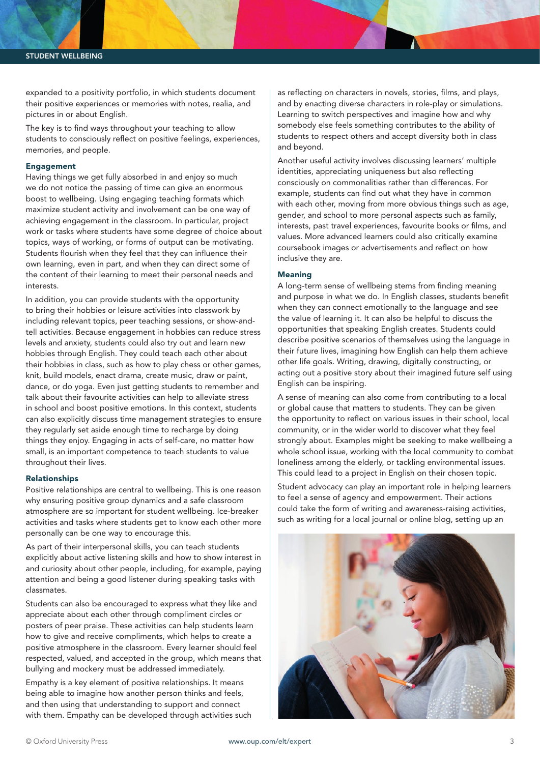expanded to a positivity portfolio, in which students document their positive experiences or memories with notes, realia, and pictures in or about English.

The key is to find ways throughout your teaching to allow students to consciously reflect on positive feelings, experiences, memories, and people.

### Engagement

Having things we get fully absorbed in and enjoy so much we do not notice the passing of time can give an enormous boost to wellbeing. Using engaging teaching formats which maximize student activity and involvement can be one way of achieving engagement in the classroom. In particular, project work or tasks where students have some degree of choice about topics, ways of working, or forms of output can be motivating. Students flourish when they feel that they can influence their own learning, even in part, and when they can direct some of the content of their learning to meet their personal needs and interests.

In addition, you can provide students with the opportunity to bring their hobbies or leisure activities into classwork by including relevant topics, peer teaching sessions, or show-and-tell activities. Because engagement in hobbies can reduce stress levels and anxiety, students could also try out and learn new hobbies through English. They could teach each other about their hobbies in class, such as how to play chess or other games, knit, build models, enact drama, create music, draw or paint, dance, or do yoga. Even just getting students to remember and talk about their favourite activities can help to alleviate stress in school and boost positive emotions. In this context, students can also explicitly discuss time management strategies to ensure they regularly set aside enough time to recharge by doing things they enjoy. Engaging in acts of self-care, no matter how small, is an important competence to teach students to value throughout their lives.

### Relationships

Positive relationships are central to wellbeing. This is one reason why ensuring positive group dynamics and a safe classroom atmosphere are so important for student wellbeing. Ice-breaker activities and tasks where students get to know each other more personally can be one way to encourage this.

As part of their interpersonal skills, you can teach students explicitly about active listening skills and how to show interest in and curiosity about other people, including, for example, paying attention and being a good listener during speaking tasks with classmates.

Students can also be encouraged to express what they like and appreciate about each other through compliment circles or posters of peer praise. These activities can help students learn how to give and receive compliments, which helps to create a positive atmosphere in the classroom. Every learner should feel respected, valued, and accepted in the group, which means that bullying and mockery must be addressed immediately.

Empathy is a key element of positive relationships. It means being able to imagine how another person thinks and feels, and then using that understanding to support and connect with them. Empathy can be developed through activities such as reflecting on characters in novels, stories, films, and plays, and by enacting diverse characters in role-play or simulations. Learning to switch perspectives and imagine how and why somebody else feels something contributes to the ability of students to respect others and accept diversity both in class and beyond.

Another useful activity involves discussing learners' multiple identities, appreciating uniqueness but also reflecting consciously on commonalities rather than differences. For example, students can find out what they have in common with each other, moving from more obvious things such as age, gender, and school to more personal aspects such as family, interests, past travel experiences, favourite books or films, and values. More advanced learners could also critically examine coursebook images or advertisements and reflect on how inclusive they are.

### Meaning

A long-term sense of wellbeing stems from finding meaning and purpose in what we do. In English classes, students benefit when they can connect emotionally to the language and see the value of learning it. It can also be helpful to discuss the opportunities that speaking English creates. Students could describe positive scenarios of themselves using the language in their future lives, imagining how English can help them achieve other life goals. Writing, drawing, digitally constructing, or acting out a positive story about their imagined future self using English can be inspiring.

A sense of meaning can also come from contributing to a local or global cause that matters to students. They can be given the opportunity to reflect on various issues in their school, local community, or in the wider world to discover what they feel strongly about. Examples might be seeking to make wellbeing a whole school issue, working with the local community to combat loneliness among the elderly, or tackling environmental issues. This could lead to a project in English on their chosen topic.

Student advocacy can play an important role in helping learners to feel a sense of agency and empowerment. Their actions could take the form of writing and awareness-raising activities, such as writing for a local journal or online blog, setting up an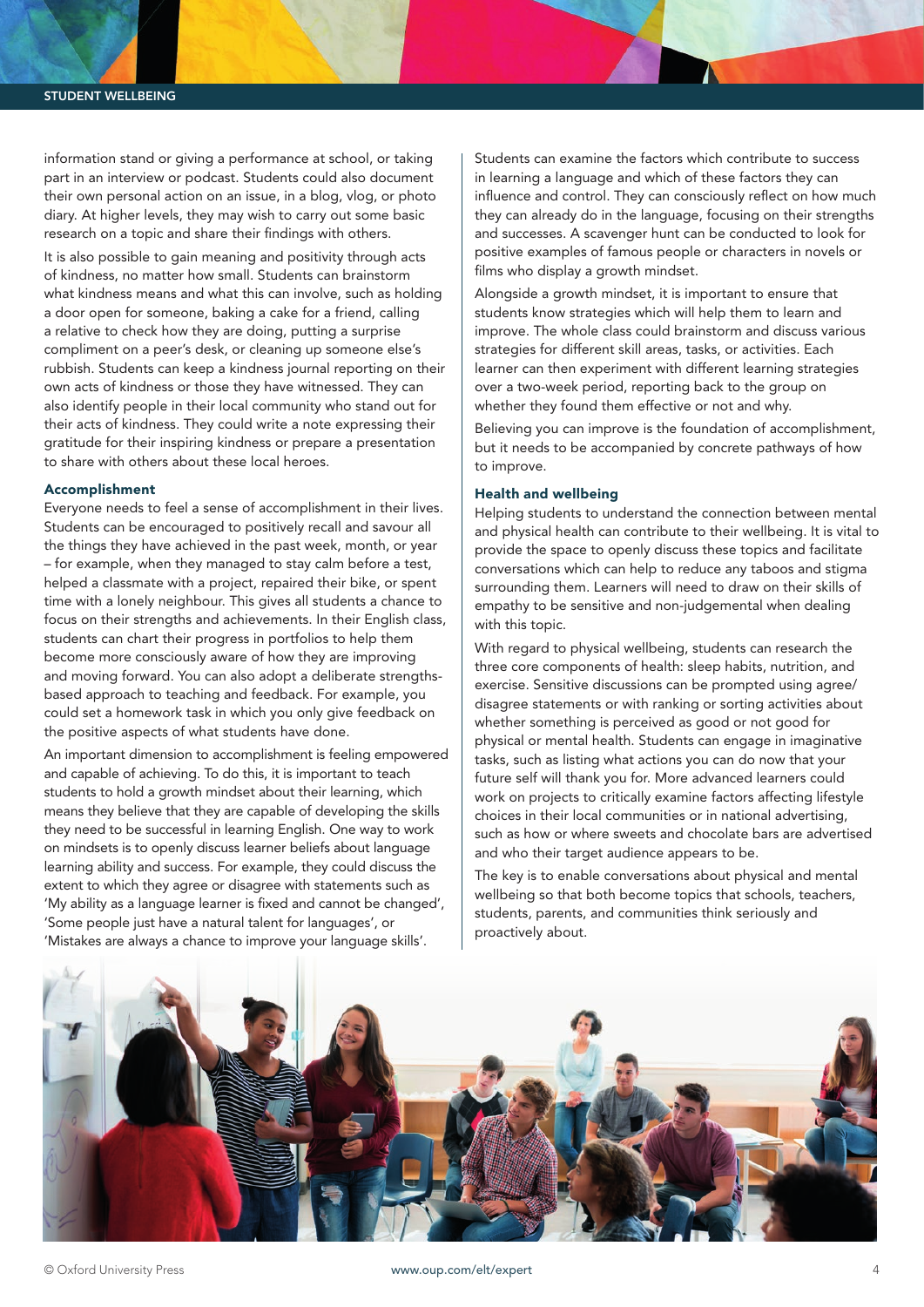information stand or giving a performance at school, or taking part in an interview or podcast. Students could also document their own personal action on an issue, in a blog, vlog, or photo diary. At higher levels, they may wish to carry out some basic research on a topic and share their findings with others.

It is also possible to gain meaning and positivity through acts of kindness, no matter how small. Students can brainstorm what kindness means and what this can involve, such as holding a door open for someone, baking a cake for a friend, calling a relative to check how they are doing, putting a surprise compliment on a peer's desk, or cleaning up someone else's rubbish. Students can keep a kindness journal reporting on their own acts of kindness or those they have witnessed. They can also identify people in their local community who stand out for their acts of kindness. They could write a note expressing their gratitude for their inspiring kindness or prepare a presentation to share with others about these local heroes.

### Accomplishment

Everyone needs to feel a sense of accomplishment in their lives. Students can be encouraged to positively recall and savour all the things they have achieved in the past week, month, or year – for example, when they managed to stay calm before a test, helped a classmate with a project, repaired their bike, or spent time with a lonely neighbour. This gives all students a chance to focus on their strengths and achievements. In their English class, students can chart their progress in portfolios to help them become more consciously aware of how they are improving and moving forward. You can also adopt a deliberate strengths-based approach to teaching and feedback. For example, you could set a homework task in which you only give feedback on the positive aspects of what students have done.

An important dimension to accomplishment is feeling empowered and capable of achieving. To do this, it is important to teach students to hold a growth mindset about their learning, which means they believe that they are capable of developing the skills they need to be successful in learning English. One way to work on mindsets is to openly discuss learner beliefs about language learning ability and success. For example, they could discuss the extent to which they agree or disagree with statements such as 'My ability as a language learner is fixed and cannot be changed', 'Some people just have a natural talent for languages', or 'Mistakes are always a chance to improve your language skills'.

Students can examine the factors which contribute to success in learning a language and which of these factors they can influence and control. They can consciously reflect on how much they can already do in the language, focusing on their strengths and successes. A scavenger hunt can be conducted to look for positive examples of famous people or characters in novels or films who display a growth mindset.

Alongside a growth mindset, it is important to ensure that students know strategies which will help them to learn and improve. The whole class could brainstorm and discuss various strategies for different skill areas, tasks, or activities. Each learner can then experiment with different learning strategies over a two-week period, reporting back to the group on whether they found them effective or not and why.

Believing you can improve is the foundation of accomplishment, but it needs to be accompanied by concrete pathways of how to improve.

### Health and wellbeing

Helping students to understand the connection between mental and physical health can contribute to their wellbeing. It is vital to provide the space to openly discuss these topics and facilitate conversations which can help to reduce any taboos and stigma surrounding them. Learners will need to draw on their skills of empathy to be sensitive and non-judgemental when dealing with this topic.

With regard to physical wellbeing, students can research the three core components of health: sleep habits, nutrition, and exercise. Sensitive discussions can be prompted using agree/disagree statements or with ranking or sorting activities about whether something is perceived as good or not good for physical or mental health. Students can engage in imaginative tasks, such as listing what actions you can do now that your future self will thank you for. More advanced learners could work on projects to critically examine factors affecting lifestyle choices in their local communities or in national advertising, such as how or where sweets and chocolate bars are advertised and who their target audience appears to be.

The key is to enable conversations about physical and mental wellbeing so that both become topics that schools, teachers, students, parents, and communities think seriously and proactively about.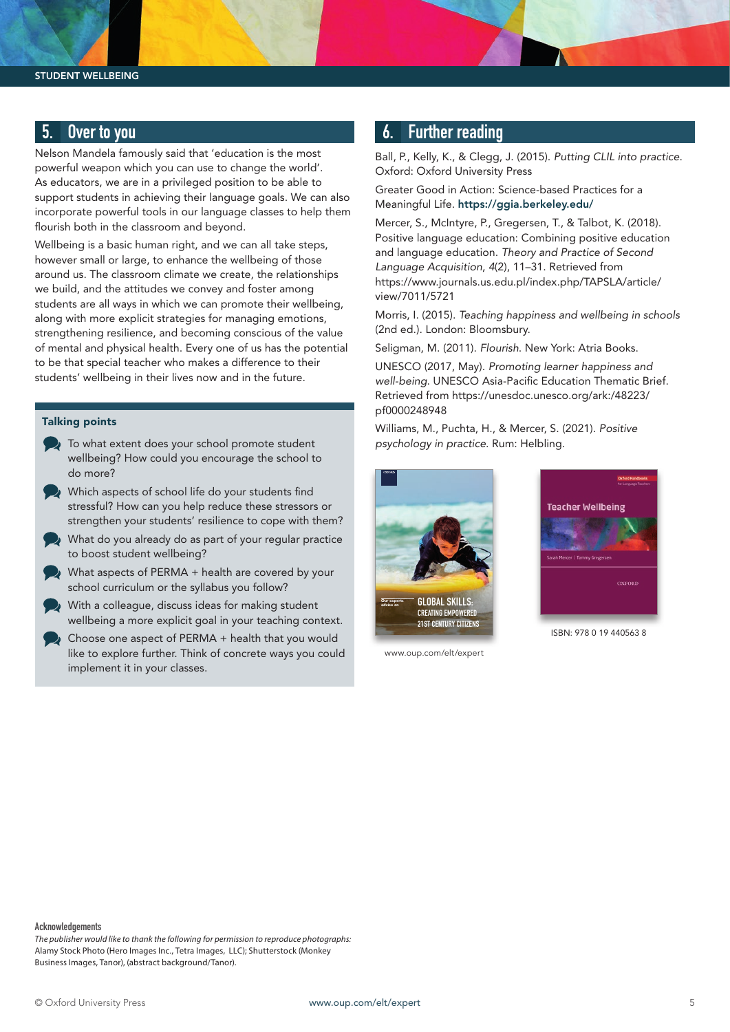## 5. Over to you

Nelson Mandela famously said that 'education is the most powerful weapon which you can use to change the world'. As educators, we are in a privileged position to be able to support students in achieving their language goals. We can also incorporate powerful tools in our language classes to help them flourish both in the classroom and beyond.

Wellbeing is a basic human right, and we can all take steps, however small or large, to enhance the wellbeing of those around us. The classroom climate we create, the relationships we build, and the attitudes we convey and foster among students are all ways in which we can promote their wellbeing, along with more explicit strategies for managing emotions, strengthening resilience, and becoming conscious of the value of mental and physical health. Every one of us has the potential to be that special teacher who makes a difference to their students' wellbeing in their lives now and in the future.

### Talking points

- To what extent does your school promote student wellbeing? How could you encourage the school to do more?
- Which aspects of school life do your students find stressful? How can you help reduce these stressors or strengthen your students' resilience to cope with them?
- What do you already do as part of your regular practice to boost student wellbeing?
- What aspects of PERMA + health are covered by your school curriculum or the syllabus you follow?
- With a colleague, discuss ideas for making student wellbeing a more explicit goal in your teaching context.
- Choose one aspect of PERMA + health that you would like to explore further. Think of concrete ways you could implement it in your classes.

## 6. Further reading

Ball, P., Kelly, K., & Clegg, J. (2015). *Putting CLIL into practice.* Oxford: Oxford University Press

Greater Good in Action: Science-based Practices for a Meaningful Life. **https://ggia.berkeley.edu/**

Mercer, S., McIntyre, P., Gregersen, T., & Talbot, K. (2018). Positive language education: Combining positive education and language education. *Theory and Practice of Second Language Acquisition*, *4*(2), 11–31. Retrieved from https://www.journals.us.edu.pl/index.php/TAPSLA/article/view/7011/5721

Morris, I. (2015). *Teaching happiness and wellbeing in schools* (2nd ed.). London: Bloomsbury.

Seligman, M. (2011). *Flourish.* New York: Atria Books.

UNESCO (2017, May). *Promoting learner happiness and well-being.* UNESCO Asia-Pacific Education Thematic Brief. Retrieved from https://unesdoc.unesco.org/ark:/48223/pf0000248948

Williams, M., Puchta, H., & Mercer, S. (2021). *Positive psychology in practice.* Rum: Helbling.

GLOBAL SKILLS: CREATING EMPOWERED 21ST CENTURY CITIZENS

www.oup.com/elt/expert

Teacher Wellbeing

Sarah Mercer | Tammy Gregersen

ISBN: 978 0 19 440563 8

**Acknowledgements**

*The publisher would like to thank the following for permission to reproduce photographs:* Alamy Stock Photo (Hero Images Inc., Tetra Images, LLC); Shutterstock (Monkey Business Images, Tanor), (abstract background/Tanor).